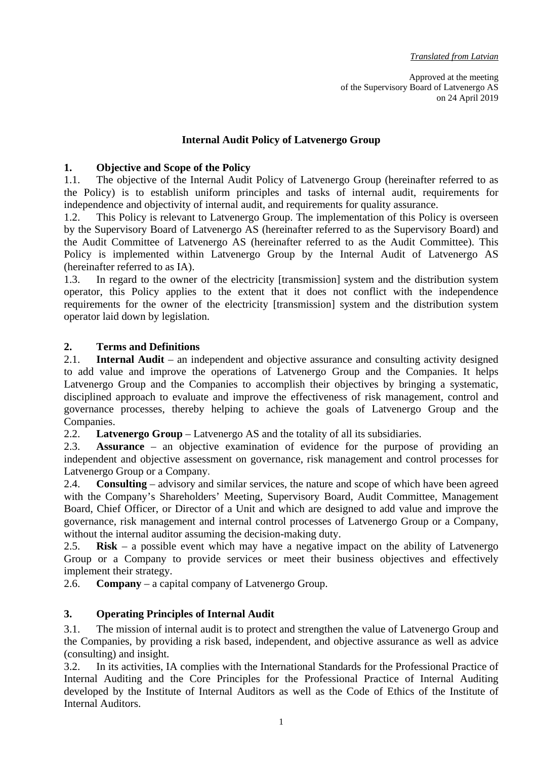*Translated from Latvian*

Approved at the meeting
of the Supervisory Board of Latvenergo AS
on 24 April 2019

# Internal Audit Policy of Latvenergo Group

## 1. Objective and Scope of the Policy

1.1. The objective of the Internal Audit Policy of Latvenergo Group (hereinafter referred to as the Policy) is to establish uniform principles and tasks of internal audit, requirements for independence and objectivity of internal audit, and requirements for quality assurance.

1.2. This Policy is relevant to Latvenergo Group. The implementation of this Policy is overseen by the Supervisory Board of Latvenergo AS (hereinafter referred to as the Supervisory Board) and the Audit Committee of Latvenergo AS (hereinafter referred to as the Audit Committee). This Policy is implemented within Latvenergo Group by the Internal Audit of Latvenergo AS (hereinafter referred to as IA).

1.3. In regard to the owner of the electricity [transmission] system and the distribution system operator, this Policy applies to the extent that it does not conflict with the independence requirements for the owner of the electricity [transmission] system and the distribution system operator laid down by legislation.

## 2. Terms and Definitions

2.1. **Internal Audit** – an independent and objective assurance and consulting activity designed to add value and improve the operations of Latvenergo Group and the Companies. It helps Latvenergo Group and the Companies to accomplish their objectives by bringing a systematic, disciplined approach to evaluate and improve the effectiveness of risk management, control and governance processes, thereby helping to achieve the goals of Latvenergo Group and the Companies.

2.2. **Latvenergo Group** – Latvenergo AS and the totality of all its subsidiaries.

2.3. **Assurance** – an objective examination of evidence for the purpose of providing an independent and objective assessment on governance, risk management and control processes for Latvenergo Group or a Company.

2.4. **Consulting** – advisory and similar services, the nature and scope of which have been agreed with the Company's Shareholders' Meeting, Supervisory Board, Audit Committee, Management Board, Chief Officer, or Director of a Unit and which are designed to add value and improve the governance, risk management and internal control processes of Latvenergo Group or a Company, without the internal auditor assuming the decision-making duty.

2.5. **Risk** – a possible event which may have a negative impact on the ability of Latvenergo Group or a Company to provide services or meet their business objectives and effectively implement their strategy.

2.6. **Company** – a capital company of Latvenergo Group.

## 3. Operating Principles of Internal Audit

3.1. The mission of internal audit is to protect and strengthen the value of Latvenergo Group and the Companies, by providing a risk based, independent, and objective assurance as well as advice (consulting) and insight.

3.2. In its activities, IA complies with the International Standards for the Professional Practice of Internal Auditing and the Core Principles for the Professional Practice of Internal Auditing developed by the Institute of Internal Auditors as well as the Code of Ethics of the Institute of Internal Auditors.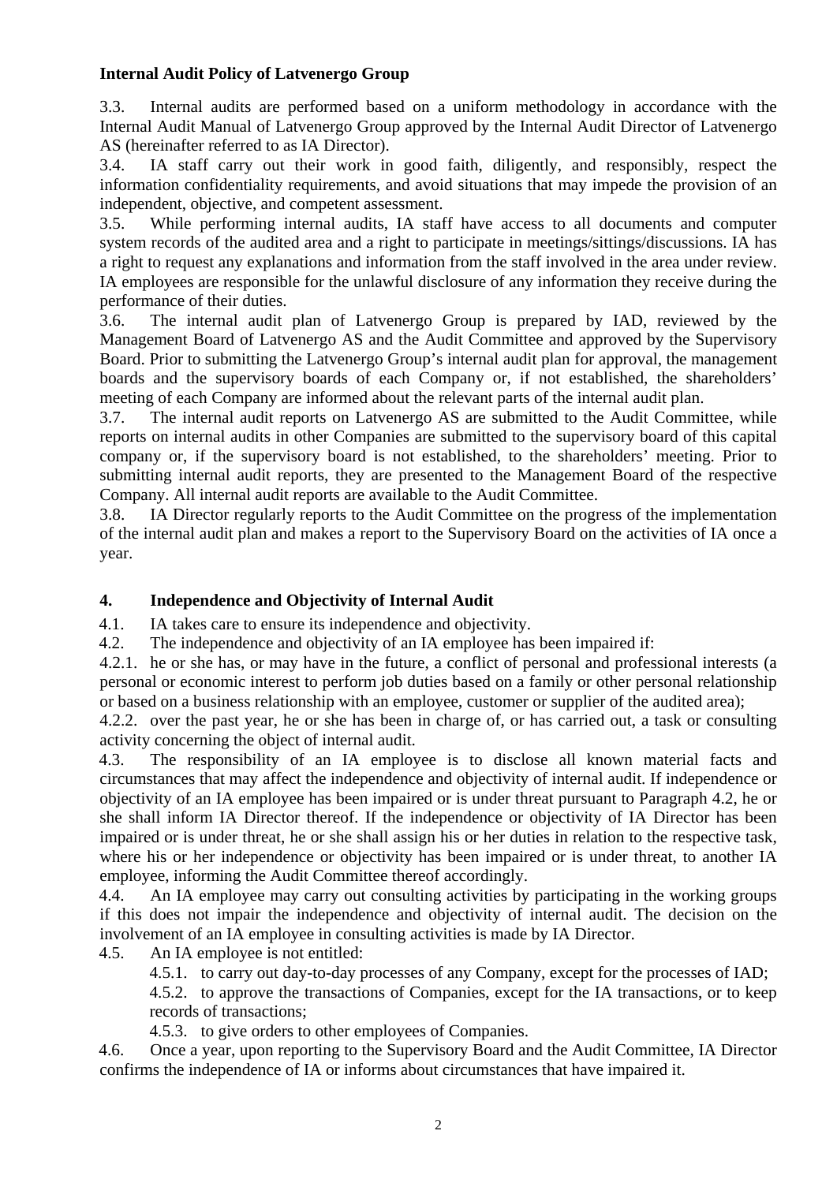**Internal Audit Policy of Latvenergo Group**

3.3. Internal audits are performed based on a uniform methodology in accordance with the Internal Audit Manual of Latvenergo Group approved by the Internal Audit Director of Latvenergo AS (hereinafter referred to as IA Director).

3.4. IA staff carry out their work in good faith, diligently, and responsibly, respect the information confidentiality requirements, and avoid situations that may impede the provision of an independent, objective, and competent assessment.

3.5. While performing internal audits, IA staff have access to all documents and computer system records of the audited area and a right to participate in meetings/sittings/discussions. IA has a right to request any explanations and information from the staff involved in the area under review. IA employees are responsible for the unlawful disclosure of any information they receive during the performance of their duties.

3.6. The internal audit plan of Latvenergo Group is prepared by IAD, reviewed by the Management Board of Latvenergo AS and the Audit Committee and approved by the Supervisory Board. Prior to submitting the Latvenergo Group's internal audit plan for approval, the management boards and the supervisory boards of each Company or, if not established, the shareholders' meeting of each Company are informed about the relevant parts of the internal audit plan.

3.7. The internal audit reports on Latvenergo AS are submitted to the Audit Committee, while reports on internal audits in other Companies are submitted to the supervisory board of this capital company or, if the supervisory board is not established, to the shareholders' meeting. Prior to submitting internal audit reports, they are presented to the Management Board of the respective Company. All internal audit reports are available to the Audit Committee.

3.8. IA Director regularly reports to the Audit Committee on the progress of the implementation of the internal audit plan and makes a report to the Supervisory Board on the activities of IA once a year.

## 4. Independence and Objectivity of Internal Audit

4.1. IA takes care to ensure its independence and objectivity.

4.2. The independence and objectivity of an IA employee has been impaired if:

4.2.1. he or she has, or may have in the future, a conflict of personal and professional interests (a personal or economic interest to perform job duties based on a family or other personal relationship or based on a business relationship with an employee, customer or supplier of the audited area);

4.2.2. over the past year, he or she has been in charge of, or has carried out, a task or consulting activity concerning the object of internal audit.

4.3. The responsibility of an IA employee is to disclose all known material facts and circumstances that may affect the independence and objectivity of internal audit. If independence or objectivity of an IA employee has been impaired or is under threat pursuant to Paragraph 4.2, he or she shall inform IA Director thereof. If the independence or objectivity of IA Director has been impaired or is under threat, he or she shall assign his or her duties in relation to the respective task, where his or her independence or objectivity has been impaired or is under threat, to another IA employee, informing the Audit Committee thereof accordingly.

4.4. An IA employee may carry out consulting activities by participating in the working groups if this does not impair the independence and objectivity of internal audit. The decision on the involvement of an IA employee in consulting activities is made by IA Director.

4.5. An IA employee is not entitled:

4.5.1. to carry out day-to-day processes of any Company, except for the processes of IAD;

4.5.2. to approve the transactions of Companies, except for the IA transactions, or to keep records of transactions;

4.5.3. to give orders to other employees of Companies.

4.6. Once a year, upon reporting to the Supervisory Board and the Audit Committee, IA Director confirms the independence of IA or informs about circumstances that have impaired it.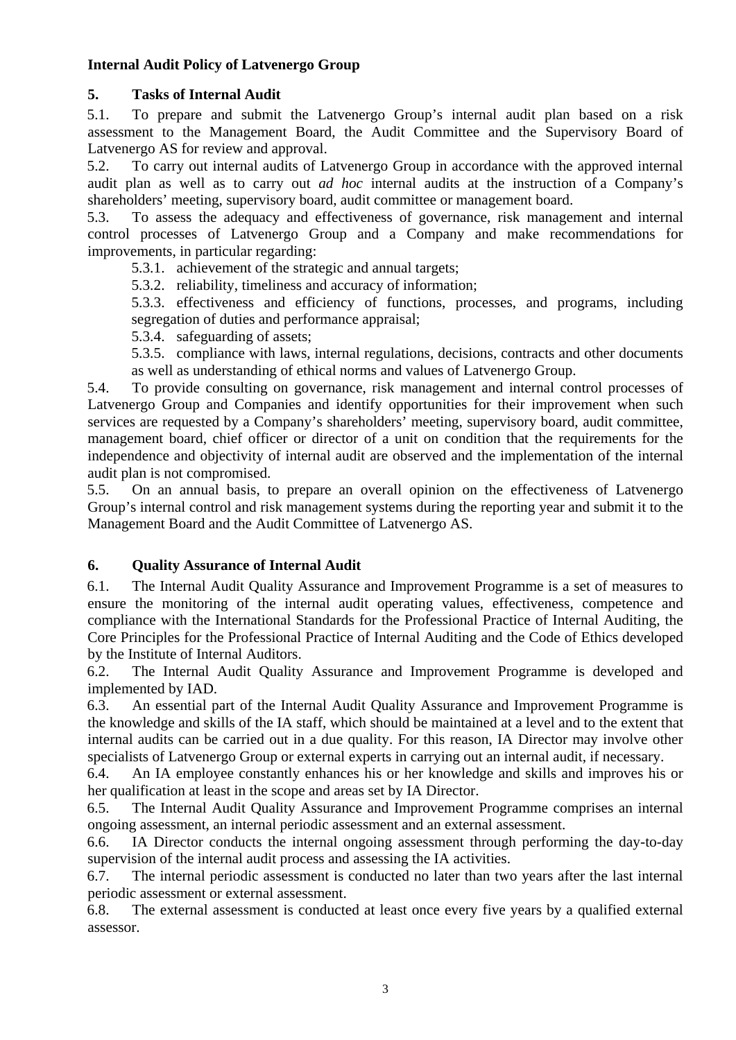**Internal Audit Policy of Latvenergo Group**

## 5. Tasks of Internal Audit

5.1. To prepare and submit the Latvenergo Group's internal audit plan based on a risk assessment to the Management Board, the Audit Committee and the Supervisory Board of Latvenergo AS for review and approval.

5.2. To carry out internal audits of Latvenergo Group in accordance with the approved internal audit plan as well as to carry out *ad hoc* internal audits at the instruction of a Company's shareholders' meeting, supervisory board, audit committee or management board.

5.3. To assess the adequacy and effectiveness of governance, risk management and internal control processes of Latvenergo Group and a Company and make recommendations for improvements, in particular regarding:

- 5.3.1. achievement of the strategic and annual targets;
- 5.3.2. reliability, timeliness and accuracy of information;
- 5.3.3. effectiveness and efficiency of functions, processes, and programs, including segregation of duties and performance appraisal;
- 5.3.4. safeguarding of assets;
- 5.3.5. compliance with laws, internal regulations, decisions, contracts and other documents as well as understanding of ethical norms and values of Latvenergo Group.

5.4. To provide consulting on governance, risk management and internal control processes of Latvenergo Group and Companies and identify opportunities for their improvement when such services are requested by a Company's shareholders' meeting, supervisory board, audit committee, management board, chief officer or director of a unit on condition that the requirements for the independence and objectivity of internal audit are observed and the implementation of the internal audit plan is not compromised.

5.5. On an annual basis, to prepare an overall opinion on the effectiveness of Latvenergo Group's internal control and risk management systems during the reporting year and submit it to the Management Board and the Audit Committee of Latvenergo AS.

## 6. Quality Assurance of Internal Audit

6.1. The Internal Audit Quality Assurance and Improvement Programme is a set of measures to ensure the monitoring of the internal audit operating values, effectiveness, competence and compliance with the International Standards for the Professional Practice of Internal Auditing, the Core Principles for the Professional Practice of Internal Auditing and the Code of Ethics developed by the Institute of Internal Auditors.

6.2. The Internal Audit Quality Assurance and Improvement Programme is developed and implemented by IAD.

6.3. An essential part of the Internal Audit Quality Assurance and Improvement Programme is the knowledge and skills of the IA staff, which should be maintained at a level and to the extent that internal audits can be carried out in a due quality. For this reason, IA Director may involve other specialists of Latvenergo Group or external experts in carrying out an internal audit, if necessary.

6.4. An IA employee constantly enhances his or her knowledge and skills and improves his or her qualification at least in the scope and areas set by IA Director.

6.5. The Internal Audit Quality Assurance and Improvement Programme comprises an internal ongoing assessment, an internal periodic assessment and an external assessment.

6.6. IA Director conducts the internal ongoing assessment through performing the day-to-day supervision of the internal audit process and assessing the IA activities.

6.7. The internal periodic assessment is conducted no later than two years after the last internal periodic assessment or external assessment.

6.8. The external assessment is conducted at least once every five years by a qualified external assessor.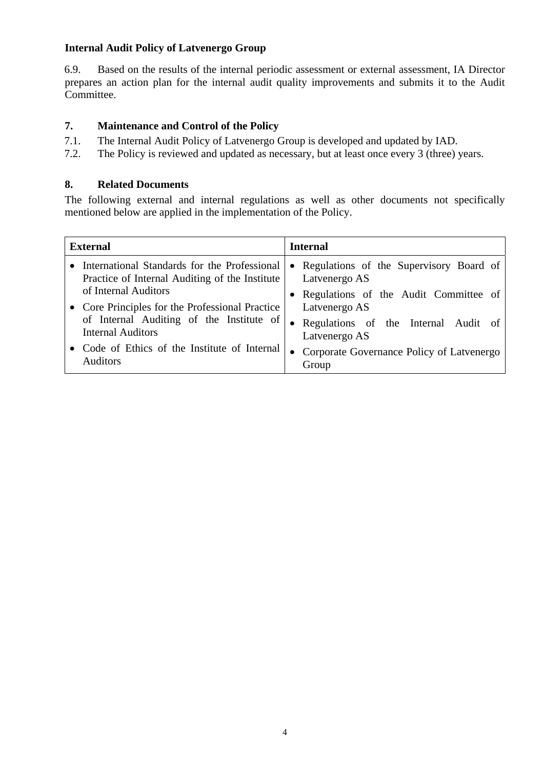6.9. Based on the results of the internal periodic assessment or external assessment, IA Director prepares an action plan for the internal audit quality improvements and submits it to the Audit Committee.

## 7. Maintenance and Control of the Policy

7.1. The Internal Audit Policy of Latvenergo Group is developed and updated by IAD.

7.2. The Policy is reviewed and updated as necessary, but at least once every 3 (three) years.

## 8. Related Documents

The following external and internal regulations as well as other documents not specifically mentioned below are applied in the implementation of the Policy.

| External | Internal |
|---|---|
| • International Standards for the Professional Practice of Internal Auditing of the Institute of Internal Auditors<br>• Core Principles for the Professional Practice of Internal Auditing of the Institute of Internal Auditors<br>• Code of Ethics of the Institute of Internal Auditors | • Regulations of the Supervisory Board of Latvenergo AS<br>• Regulations of the Audit Committee of Latvenergo AS<br>• Regulations of the Internal Audit of Latvenergo AS<br>• Corporate Governance Policy of Latvenergo Group |